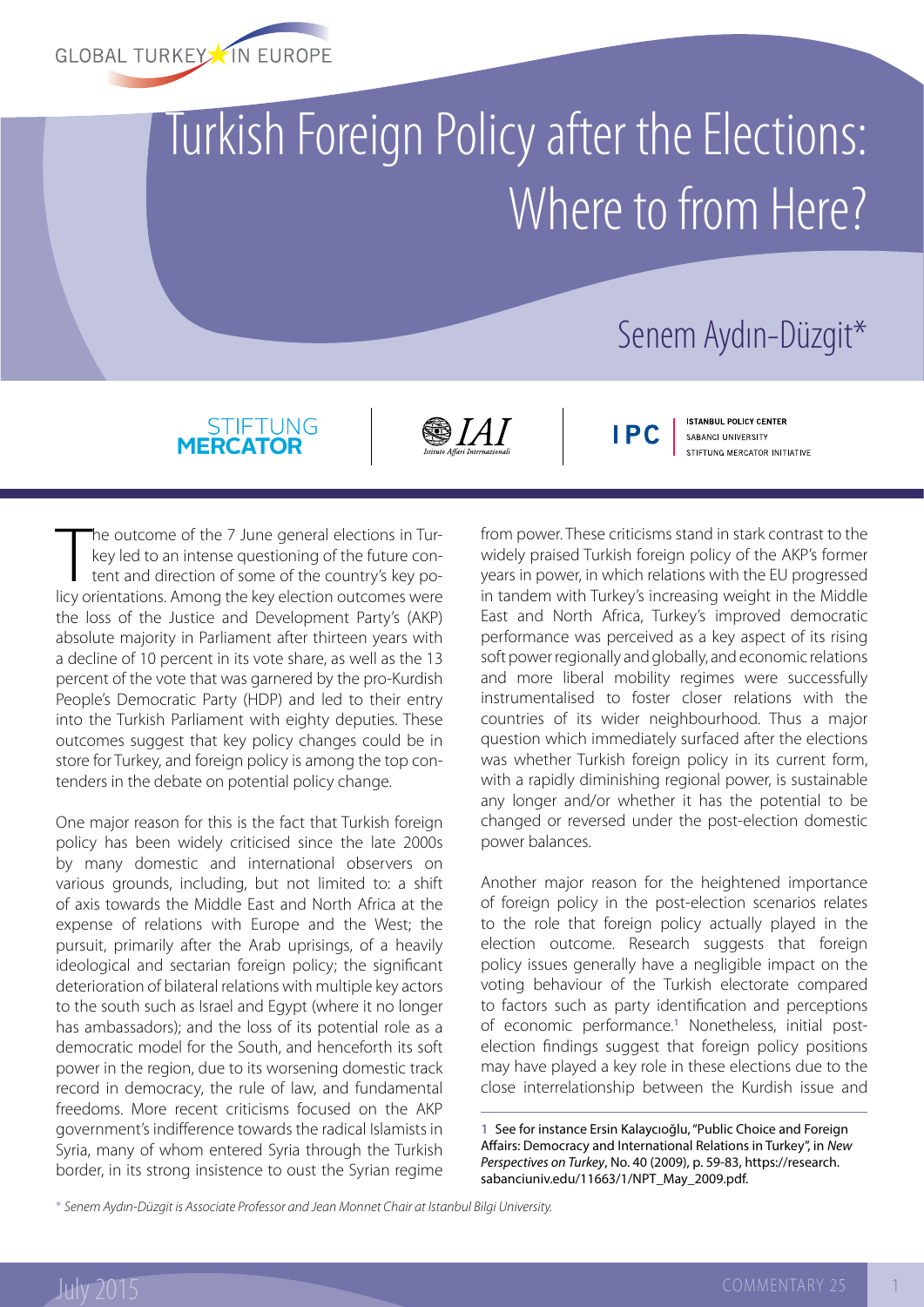# Turkish Foreign Policy after the Elections: Where to from Here?

## Senem Aydın-Düzgit*

The outcome of the 7 June general elections in Turkey led to an intense questioning of the future content and direction of some of the country's key policy orientations. Among the key election outcomes were the loss of the Justice and Development Party's (AKP) absolute majority in Parliament after thirteen years with a decline of 10 percent in its vote share, as well as the 13 percent of the vote that was garnered by the pro-Kurdish People's Democratic Party (HDP) and led to their entry into the Turkish Parliament with eighty deputies. These outcomes suggest that key policy changes could be in store for Turkey, and foreign policy is among the top contenders in the debate on potential policy change.

One major reason for this is the fact that Turkish foreign policy has been widely criticised since the late 2000s by many domestic and international observers on various grounds, including, but not limited to: a shift of axis towards the Middle East and North Africa at the expense of relations with Europe and the West; the pursuit, primarily after the Arab uprisings, of a heavily ideological and sectarian foreign policy; the significant deterioration of bilateral relations with multiple key actors to the south such as Israel and Egypt (where it no longer has ambassadors); and the loss of its potential role as a democratic model for the South, and henceforth its soft power in the region, due to its worsening domestic track record in democracy, the rule of law, and fundamental freedoms. More recent criticisms focused on the AKP government's indifference towards the radical Islamists in Syria, many of whom entered Syria through the Turkish border, in its strong insistence to oust the Syrian regime from power. These criticisms stand in stark contrast to the widely praised Turkish foreign policy of the AKP's former years in power, in which relations with the EU progressed in tandem with Turkey's increasing weight in the Middle East and North Africa, Turkey's improved democratic performance was perceived as a key aspect of its rising soft power regionally and globally, and economic relations and more liberal mobility regimes were successfully instrumentalised to foster closer relations with the countries of its wider neighbourhood. Thus a major question which immediately surfaced after the elections was whether Turkish foreign policy in its current form, with a rapidly diminishing regional power, is sustainable any longer and/or whether it has the potential to be changed or reversed under the post-election domestic power balances.

Another major reason for the heightened importance of foreign policy in the post-election scenarios relates to the role that foreign policy actually played in the election outcome. Research suggests that foreign policy issues generally have a negligible impact on the voting behaviour of the Turkish electorate compared to factors such as party identification and perceptions of economic performance.[1] Nonetheless, initial post-election findings suggest that foreign policy positions may have played a key role in these elections due to the close interrelationship between the Kurdish issue and

[1] See for instance Ersin Kalaycıoğlu, "Public Choice and Foreign Affairs: Democracy and International Relations in Turkey", in *New Perspectives on Turkey*, No. 40 (2009), p. 59-83, https://research.sabanciuniv.edu/11663/1/NPT_May_2009.pdf.

\* *Senem Aydın-Düzgit is Associate Professor and Jean Monnet Chair at Istanbul Bilgi University.*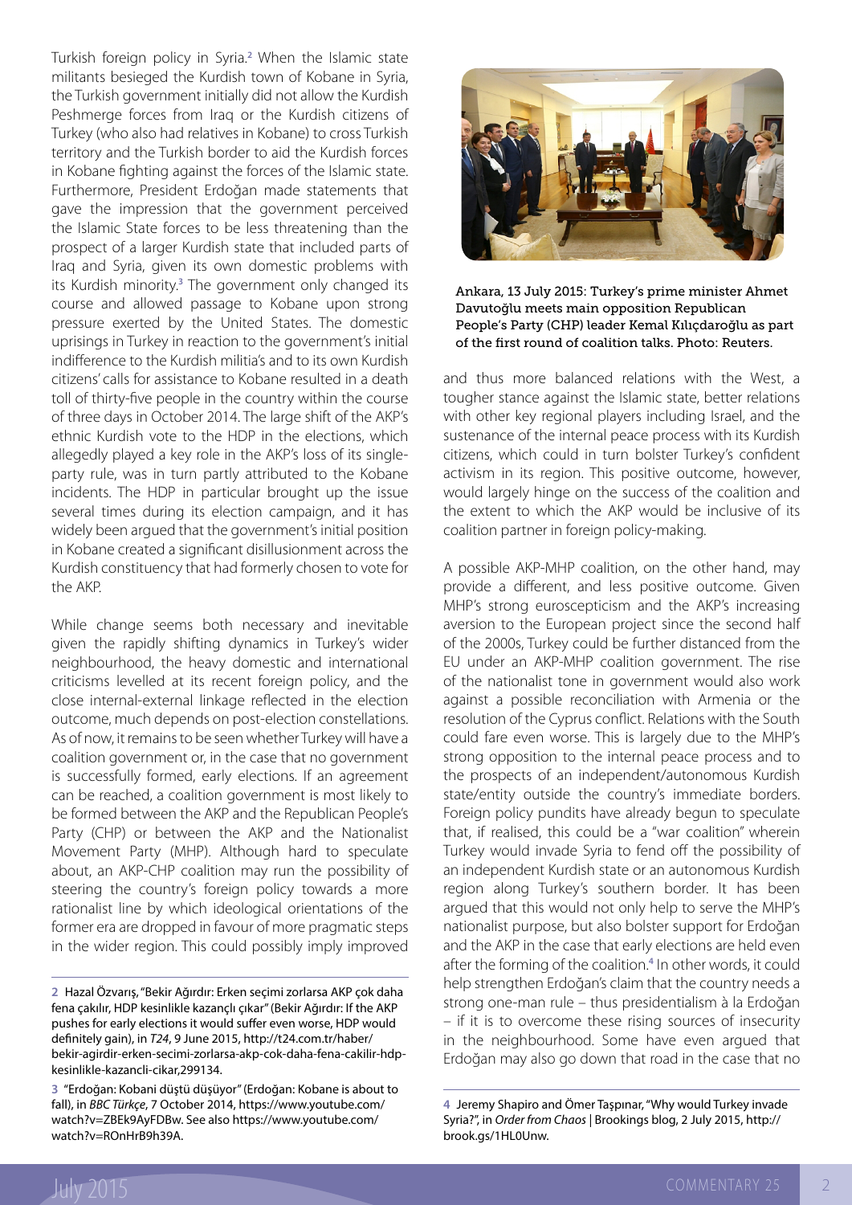Turkish foreign policy in Syria.[2] When the Islamic state militants besieged the Kurdish town of Kobane in Syria, the Turkish government initially did not allow the Kurdish Peshmerge forces from Iraq or the Kurdish citizens of Turkey (who also had relatives in Kobane) to cross Turkish territory and the Turkish border to aid the Kurdish forces in Kobane fighting against the forces of the Islamic state. Furthermore, President Erdoğan made statements that gave the impression that the government perceived the Islamic State forces to be less threatening than the prospect of a larger Kurdish state that included parts of Iraq and Syria, given its own domestic problems with its Kurdish minority.[3] The government only changed its course and allowed passage to Kobane upon strong pressure exerted by the United States. The domestic uprisings in Turkey in reaction to the government's initial indifference to the Kurdish militia's and to its own Kurdish citizens' calls for assistance to Kobane resulted in a death toll of thirty-five people in the country within the course of three days in October 2014. The large shift of the AKP's ethnic Kurdish vote to the HDP in the elections, which allegedly played a key role in the AKP's loss of its single-party rule, was in turn partly attributed to the Kobane incidents. The HDP in particular brought up the issue several times during its election campaign, and it has widely been argued that the government's initial position in Kobane created a significant disillusionment across the Kurdish constituency that had formerly chosen to vote for the AKP.

While change seems both necessary and inevitable given the rapidly shifting dynamics in Turkey's wider neighbourhood, the heavy domestic and international criticisms levelled at its recent foreign policy, and the close internal-external linkage reflected in the election outcome, much depends on post-election constellations. As of now, it remains to be seen whether Turkey will have a coalition government or, in the case that no government is successfully formed, early elections. If an agreement can be reached, a coalition government is most likely to be formed between the AKP and the Republican People's Party (CHP) or between the AKP and the Nationalist Movement Party (MHP). Although hard to speculate about, an AKP-CHP coalition may run the possibility of steering the country's foreign policy towards a more rationalist line by which ideological orientations of the former era are dropped in favour of more pragmatic steps in the wider region. This could possibly imply improved and thus more balanced relations with the West, a tougher stance against the Islamic state, better relations with other key regional players including Israel, and the sustenance of the internal peace process with its Kurdish citizens, which could in turn bolster Turkey's confident activism in its region. This positive outcome, however, would largely hinge on the success of the coalition and the extent to which the AKP would be inclusive of its coalition partner in foreign policy-making.

Ankara, 13 July 2015: Turkey's prime minister Ahmet Davutoğlu meets main opposition Republican People's Party (CHP) leader Kemal Kılıçdaroğlu as part of the first round of coalition talks. Photo: Reuters.

A possible AKP-MHP coalition, on the other hand, may provide a different, and less positive outcome. Given MHP's strong euroscepticism and the AKP's increasing aversion to the European project since the second half of the 2000s, Turkey could be further distanced from the EU under an AKP-MHP coalition government. The rise of the nationalist tone in government would also work against a possible reconciliation with Armenia or the resolution of the Cyprus conflict. Relations with the South could fare even worse. This is largely due to the MHP's strong opposition to the internal peace process and to the prospects of an independent/autonomous Kurdish state/entity outside the country's immediate borders. Foreign policy pundits have already begun to speculate that, if realised, this could be a "war coalition" wherein Turkey would invade Syria to fend off the possibility of an independent Kurdish state or an autonomous Kurdish region along Turkey's southern border. It has been argued that this would not only help to serve the MHP's nationalist purpose, but also bolster support for Erdoğan and the AKP in the case that early elections are held even after the forming of the coalition.[4] In other words, it could help strengthen Erdoğan's claim that the country needs a strong one-man rule – thus presidentialism à la Erdoğan – if it is to overcome these rising sources of insecurity in the neighbourhood. Some have even argued that Erdoğan may also go down that road in the case that no

---

[2] Hazal Özvarış, "Bekir Ağırdır: Erken seçimi zorlarsa AKP çok daha fena çakılır, HDP kesinlikle kazançlı çıkar" (Bekir Ağırdır: If the AKP pushes for early elections it would suffer even worse, HDP would definitely gain), in *T24*, 9 June 2015, http://t24.com.tr/haber/bekir-agirdir-erken-secimi-zorlarsa-akp-cok-daha-fena-cakilir-hdp-kesinlikle-kazancli-cikar,299134.

[3] "Erdoğan: Kobani düştü düşüyor" (Erdoğan: Kobane is about to fall), in *BBC Türkçe*, 7 October 2014, https://www.youtube.com/watch?v=ZBEk9AyFDBw. See also https://www.youtube.com/watch?v=ROnHrB9h39A.

[4] Jeremy Shapiro and Ömer Taşpınar, "Why would Turkey invade Syria?", in *Order from Chaos* | Brookings blog, 2 July 2015, http://brook.gs/1HL0Unw.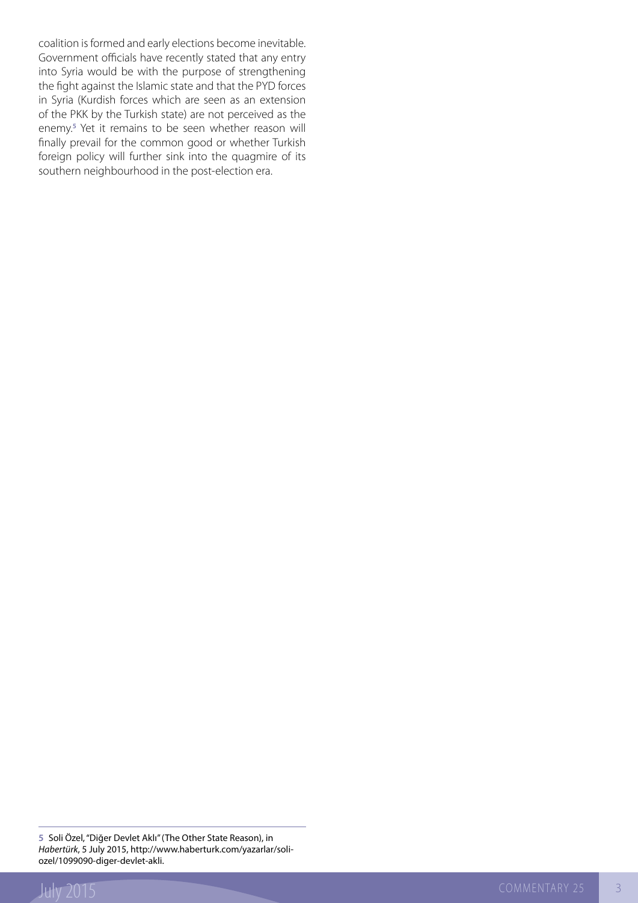coalition is formed and early elections become inevitable. Government officials have recently stated that any entry into Syria would be with the purpose of strengthening the fight against the Islamic state and that the PYD forces in Syria (Kurdish forces which are seen as an extension of the PKK by the Turkish state) are not perceived as the enemy.[5] Yet it remains to be seen whether reason will finally prevail for the common good or whether Turkish foreign policy will further sink into the quagmire of its southern neighbourhood in the post-election era.

---

**5** Soli Özel, "Diğer Devlet Aklı" (The Other State Reason), in *Habertürk*, 5 July 2015, http://www.haberturk.com/yazarlar/soli-ozel/1099090-diger-devlet-akli.